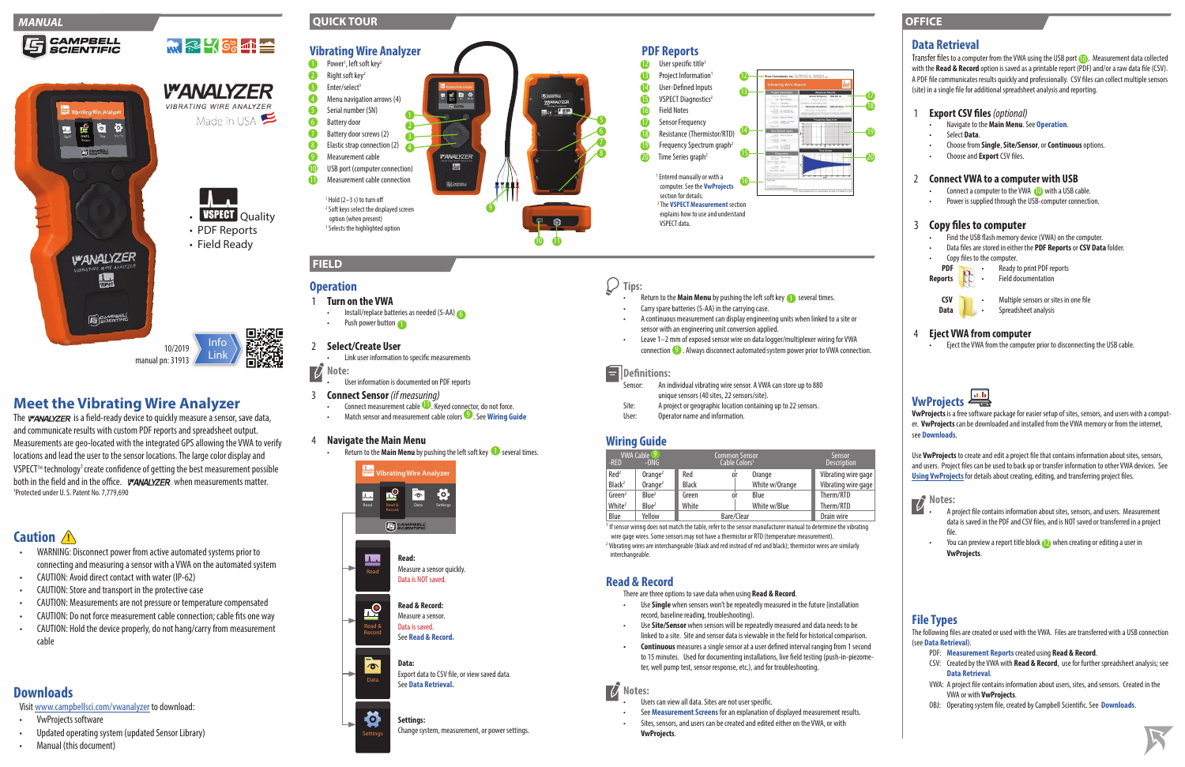## MANUAL

CAMPBELL SCIENTIFIC

VWANALYZER
VIBRATING WIRE ANALYZER
Made in USA

- VSPECT Quality
- PDF Reports
- Field Ready

10/2019
manual pn: 31913

Info Link

# Meet the Vibrating Wire Analyzer

The VWANALYZER is a field-ready device to quickly measure a sensor, save data, and communicate results with custom PDF reports and spreadsheet output. Measurements are geo-located with the integrated GPS allowing the VWA to verify locations and lead the user to the sensor locations. The large color display and VSPECT™ technology[1] create confidence of getting the best measurement possible both in the field and in the office. VWANALYZER when measurements matter.

[1]Protected under U. S. Patent No. 7,779,690

## Caution

- WARNING: Disconnect power from active automated systems prior to connecting and measuring a sensor with a VWA on the automated system
- CAUTION: Avoid direct contact with water (IP-62)
- CAUTION: Store and transport in the protective case
- CAUTION: Measurements are not pressure or temperature compensated
- CAUTION: Do not force measurement cable connection; cable fits one way
- CAUTION: Hold the device properly, do not hang/carry from measurement cable

## Downloads

Visit www.campbellsci.com/vwanalyzer to download:

- VwProjects software
- Updated operating system (updated Sensor Library)
- Manual (this document)

## QUICK TOUR

### Vibrating Wire Analyzer

1. Power[1], left soft key[2]
2. Right soft key[2]
3. Enter/select[3]
4. Menu navigation arrows (4)
5. Serial number (SN)
6. Battery door
7. Battery door screws (2)
8. Elastic strap connection (2)
9. Measurement cable
10. USB port (computer connection)
11. Measurement cable connection

[1] Hold (2–3 s) to turn off
[2] Soft keys select the displayed screen option (when present)
[3] Selects the highlighted option

### PDF Reports

12. User specific title[1]
13. Project Information[1]
14. User-Defined Inputs
15. VSPECT Diagnostics[2]
16. Field Notes
17. Sensor Frequency
18. Resistance (Thermistor/RTD)
19. Frequency Spectrum graph[2]
20. Time Series graph[2]

[1] Entered manually or with a computer. See the VwProjects section for details.
[2] The VSPECT Measurement section explains how to use and understand VSPECT data.

## FIELD

### Operation

1. **Turn on the VWA**
   - Install/replace batteries as needed (5-AA) 6
   - Push power button 1
2. **Select/Create User**
   - Link user information to specific measurements

**Note:**
   - User information is documented on PDF reports

3. **Connect Sensor** *(if measuring)*
   - Connect measurement cable 11. Keyed connector, do not force.
   - Match sensor and measurement cable colors 9. See Wiring Guide
4. **Navigate the Main Menu**
   - Return to the **Main Menu** by pushing the left soft key 1 several times.

Vibrating Wire Analyzer: Read | Read & Record | Data | Settings

**Read:**
Measure a sensor quickly.
Data is NOT saved.

**Read & Record:**
Measure a sensor.
Data is saved.
See Read & Record.

**Data:**
Export data to CSV file, or view saved data.
See Data Retrieval.

**Settings:**
Change system, measurement, or power settings.

### Tips:

- Return to the **Main Menu** by pushing the left soft key 1 several times.
- Carry spare batteries (5-AA) in the carrying case.
- A continuous measurement can display engineering units when linked to a site or sensor with an engineering unit conversion applied.
- Leave 1–2 mm of exposed sensor wire on data logger/multiplexer wiring for VWA connection 9. Always disconnect automated system power prior to VWA connection.

### Definitions:

Sensor: An individual vibrating wire sensor. A VWA can store up to 880 unique sensors (40 sites, 22 sensors/site).
Site: A project or geographic location containing up to 22 sensors.
User: Operator name and information.

### Wiring Guide

| VWA Cable 9 -RED | -ONG | Common Sensor Cable Colors[1] | | | Sensor Description |
|---|---|---|---|---|---|
| Red[2] | Orange[2] | Red | or | Orange | Vibrating wire gage |
| Black[2] | Orange[2] | Black | | White w/Orange | Vibrating wire gage |
| Green[2] | Blue[2] | Green | or | Blue | Therm/RTD |
| White[2] | Blue[2] | White | | White w/Blue | Therm/RTD |
| Blue | Yellow | Bare/Clear | | | Drain wire |

[1] If sensor wiring does not match the table, refer to the sensor manufacturer manual to determine the vibrating wire gage wires. Some sensors may not have a thermistor or RTD (temperature measurement).
[2] Vibrating wires are interchangeable (black and red instead of red and black); thermistor wires are similarly interchangeable.

### Read & Record

There are three options to save data when using **Read & Record**.

- Use **Single** when sensors won't be repeatedly measured in the future (installation record, baseline reading, troubleshooting).
- Use **Site/Sensor** when sensors will be repeatedly measured and data needs to be linked to a site. Site and sensor data is viewable in the field for historical comparison.
- **Continuous** measures a single sensor at a user defined interval ranging from 1 second to 15 minutes. Used for documenting installations, live field testing (push-in-piezometer, well pump test, sensor response, etc.), and for troubleshooting.

**Notes:**

- Users can view all data. Sites are not user specific.
- See Measurement Screens for an explanation of displayed measurement results.
- Sites, sensors, and users can be created and edited either on the VWA, or with **VwProjects**.

## OFFICE

### Data Retrieval

Transfer files to a computer from the VWA using the USB port 10. Measurement data collected with the **Read & Record** option is saved as a printable report (PDF) and/or a raw data file (CSV). A PDF file communicates results quickly and professionally. CSV files can collect multiple sensors (site) in a single file for additional spreadsheet analysis and reporting.

1. **Export CSV files** *(optional)*
   - Navigate to the **Main Menu**. See Operation.
   - Select **Data**.
   - Choose from **Single**, **Site/Sensor**, or **Continuous** options.
   - Choose and **Export** CSV files.
2. **Connect VWA to a computer with USB**
   - Connect a computer to the VWA 10 with a USB cable.
   - Power is supplied through the USB-computer connection.
3. **Copy files to computer**
   - Find the USB flash memory device (VWA) on the computer.
   - Data files are stored in either the **PDF Reports** or **CSV Data** folder.
   - Copy files to the computer.

   **PDF Reports**
   - Ready to print PDF reports
   - Field documentation

   **CSV Data**
   - Multiple sensors or sites in one file
   - Spreadsheet analysis
4. **Eject VWA from computer**
   - Eject the VWA from the computer prior to disconnecting the USB cable.

### VwProjects

**VwProjects** is a free software package for easier setup of sites, sensors, and users with a computer. **VwProjects** can be downloaded and installed from the VWA memory or from the internet, see Downloads.

Use **VwProjects** to create and edit a project file that contains information about sites, sensors, and users. Project files can be used to back up or transfer information to other VWA devices. See Using VwProjects for details about creating, editing, and transferring project files.

**Notes:**

- A project file contains information about sites, sensors, and users. Measurement data is saved in the PDF and CSV files, and is NOT saved or transferred in a project file.
- You can preview a report title block 12 when creating or editing a user in **VwProjects**.

### File Types

The following files are created or used with the VWA. Files are transferred with a USB connection (see Data Retrieval).

PDF: Measurement Reports created using **Read & Record**.
CSV: Created by the VWA with **Read & Record**, use for further spreadsheet analysis; see Data Retrieval.
VWA: A project file contains information about users, sites, and sensors. Created in the VWA or with **VwProjects**.
OBJ: Operating system file, created by Campbell Scientific. See Downloads.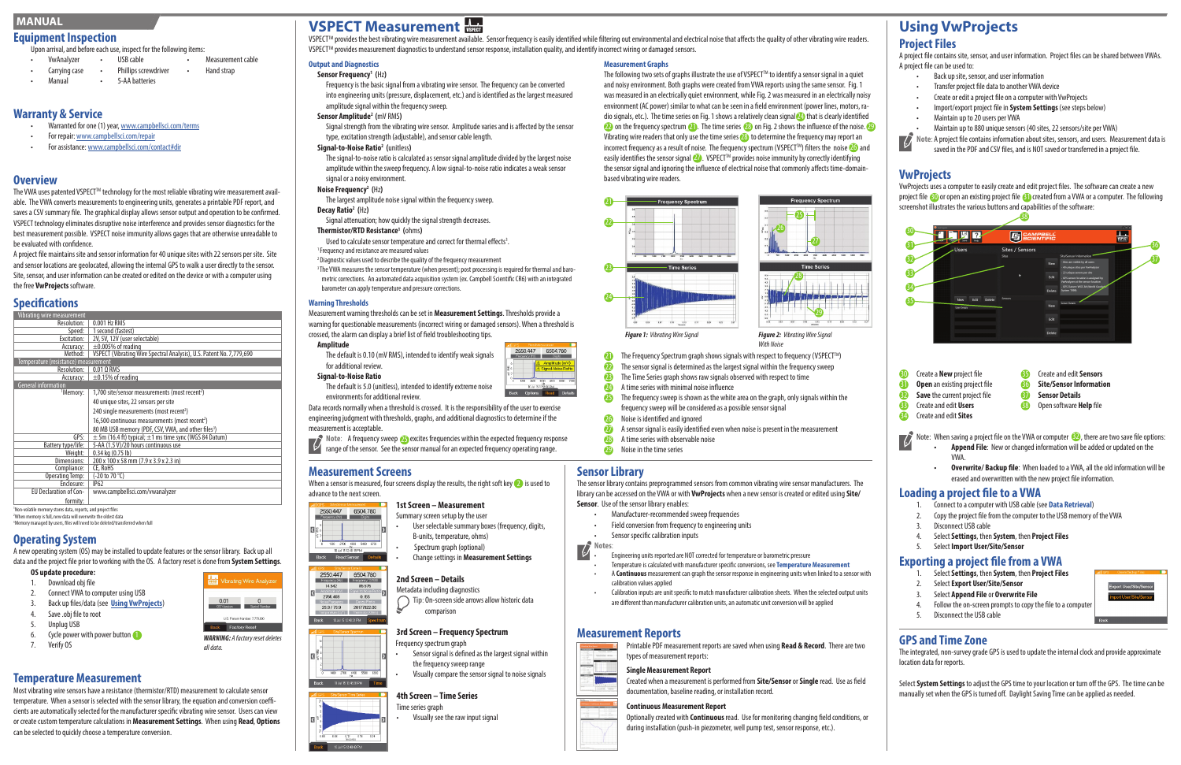# MANUAL

## Equipment Inspection

Upon arrival, and before each use, inspect for the following items:

- VwAnalyzer
- Carrying case
- Manual
- USB cable
- Phillips screwdriver
- 5-AA batteries
- Measurement cable
- Hand strap

## Warranty & Service

- Warranted for one (1) year, www.campbellsci.com/terms
- For repair: www.campbellsci.com/repair
- For assistance: www.campbellsci.com/contact#dir

## Overview

The VWA uses patented VSPECT™ technology for the most reliable vibrating wire measurement available. The VWA converts measurements to engineering units, generates a printable PDF report, and saves a CSV summary file. The graphical display allows sensor output and operation to be confirmed. VSPECT technology eliminates disruptive noise interference and provides sensor diagnostics for the best measurement possible. VSPECT noise immunity allows gages that are otherwise unreadable to be evaluated with confidence.

A project file maintains site and sensor information for 40 unique sites with 22 sensors per site. Site and sensor locations are geolocated, allowing the internal GPS to walk a user directly to the sensor. Site, sensor, and user information can be created or edited on the device or with a computer using the free **VwProjects** software.

## Specifications

| | |
|---|---|
| **Vibrating wire measurement** | |
| Resolution: | 0.001 Hz RMS |
| Speed: | 1 second (fastest) |
| Excitation: | 2V, 5V, 12V (user selectable) |
| Accuracy: | ±0.005% of reading |
| Method: | VSPECT (Vibrating Wire Spectral Analysis), U.S. Patent No. 7,779,690 |
| **Temperature (resistance) measurement** | |
| Resolution: | 0.01 Ω RMS |
| Accuracy: | ±0.15% of reading |
| **General information** | |
| [1]Memory: | 1,700 site/sensor measurements (most recent[2]) <br> 40 unique sites, 22 sensors per site <br> 240 single measurements (most recent[2]) <br> 16,500 continuous measurements (most recent[2]) <br> 80 MB USB memory (PDF, CSV, VWA, and other files[3]) |
| GPS: | ± 5m (16.4 ft) typical; ±1 ms time sync (WGS 84 Datum) |
| Battery type/life: | 5-AA (1.5 V)/20 hours continuous use |
| Weight: | 0.34 kg (0.75 lb) |
| Dimensions: | 200 x 100 x 58 mm (7.9 x 3.9 x 2.3 in) |
| Compliance: | CE, RoHS |
| Operating Temp: | (-20 to 70 °C) |
| Enclosure: | IP62 |
| EU Declaration of Conformity: | www.campbellsci.com/vwanalyzer |

[1]Non-volatile memory stores data, reports, and project files
[2]When memory is full, new data will overwrite the oldest data
[3]Memory managed by users, files will need to be deleted/transferred when full

## Operating System

A new operating system (OS) may be installed to update features or the sensor library. Back up all data and the project file prior to working with the OS. A factory reset is done from **System Settings**.

**OS update procedure:**

1. Download obj file
2. Connect VWA to computer using USB
3. Back up files/data (see **Using VwProjects**)
4. Save .obj file to root
5. Unplug USB
6. Cycle power with power button 1
7. Verify OS

Vibrating Wire Analyzer
0.01 OS Version
0 Serial Number
U.S. Patent Number: 7,779,690
Back Factory Reset

**WARNING:** *A factory reset deletes all data.*

## Temperature Measurement

Most vibrating wire sensors have a resistance (thermistor/RTD) measurement to calculate sensor temperature. When a sensor is selected with the sensor library, the equation and conversion coefficients are automatically selected for the manufacturer specific vibrating wire sensor. Users can view or create custom temperature calculations in **Measurement Settings**. When using **Read**, **Options** can be selected to quickly choose a temperature conversion.

# VSPECT Measurement

VSPECT™ provides the best vibrating wire measurement available. Sensor frequency is easily identified while filtering out environmental and electrical noise that affects the quality of other vibrating wire readers. VSPECT™ provides measurement diagnostics to understand sensor response, installation quality, and identify incorrect wiring or damaged sensors.

### Output and Diagnostics

**Sensor Frequency[1]** (Hz)
Frequency is the basic signal from a vibrating wire sensor. The frequency can be converted into engineering units (pressure, displacement, etc.) and is identified as the largest measured amplitude signal within the frequency sweep.

**Sensor Amplitude[2]** (mV RMS)
Signal strength from the vibrating wire sensor. Amplitude varies and is affected by the sensor type, excitation strength (adjustable), and sensor cable length.

**Signal-to-Noise Ratio[2]** (unitless)
The signal-to-noise ratio is calculated as sensor signal amplitude divided by the largest noise amplitude within the sweep frequency. A low signal-to-noise ratio indicates a weak sensor signal or a noisy environment.

**Noise Frequency[2]** (Hz)
The largest amplitude noise signal within the frequency sweep.

**Decay Ratio[2]** (Hz)
Signal attenuation; how quickly the signal strength decreases.

**Thermistor/RTD Resistance[3]** (ohms)
Used to calculate sensor temperature and correct for thermal effects[3].

[1]Frequency and resistance are measured values
[2]Diagnostic values used to describe the quality of the frequency measurement
[3]The VWA measures the sensor temperature (when present); post processing is required for thermal and barometric corrections. An automated data acquisition system (ex. Campbell Scientific CR6) with an integrated barometer can apply temperature and pressure corrections.

### Warning Thresholds

Measurement warning thresholds can be set in **Measurement Settings**. Thresholds provide a warning for questionable measurements (incorrect wiring or damaged sensors). When a threshold is crossed, the alarm can display a brief list of field troubleshooting tips.

**Amplitude**
The default is 0.10 (mV RMS), intended to identify weak signals for additional review.

**Signal-to-Noise Ratio**
The default is 5.0 (unitless), intended to identify extreme noise environments for additional review.

2550.447 6504.780
Amplitude (mV/V) Signal-Noise Ratio
Back Options Read Details

Data records normally when a threshold is crossed. It is the responsibility of the user to exercise engineering judgment with thresholds, graphs, and additional diagnostics to determine if the measurement is acceptable.

Note: A frequency sweep 25 excites frequencies within the expected frequency response range of the sensor. See the sensor manual for an expected frequency operating range.

### Measurement Graphs

The following two sets of graphs illustrate the use of VSPECT™ to identify a sensor signal in a quiet and noisy environment. Both graphs were created from VWA reports using the same sensor. Fig. 1 was measured in an electrically quiet environment, while Fig. 2 was measured in an electrically noisy environment (AC power) similar to what can be seen in a field environment (power lines, motors, radio signals, etc.). The time series on Fig. 1 shows a relatively clean signal 24 that is clearly identified 22 on the frequency spectrum 21. The time series 28 on Fig. 2 shows the influence of the noise. 29 Vibrating wire readers that only use the time series 28 to determine the frequency may report an incorrect frequency as a result of noise. The frequency spectrum (VSPECT™) filters the noise 26 and easily identifies the sensor signal 27. VSPECT™ provides noise immunity by correctly identifying the sensor signal and ignoring the influence of electrical noise that commonly affects time-domain-based vibrating wire readers.

Frequency Spectrum
Time Series

*Figure 1: Vibrating Wire Signal*

Frequency Spectrum
Time Series

*Figure 2: Vibrating Wire Signal With Noise*

21. The Frequency Spectrum graph shows signals with respect to frequency (VSPECT™)
22. The sensor signal is determined as the largest signal within the frequency sweep
23. The Time Series graph shows raw signals observed with respect to time
24. A time series with minimal noise influence
25. The frequency sweep is shown as the white area on the graph, only signals within the frequency sweep will be considered as a possible sensor signal
26. Noise is identified and ignored
27. A sensor signal is easily identified even when noise is present in the measurement
28. A time series with observable noise
29. Noise in the time series

## Measurement Screens

When a sensor is measured, four screens display the results, the right soft key 2 is used to advance to the next screen.

### 1st Screen – Measurement

Summary screen setup by the user

- User selectable summary boxes (frequency, digits, B-units, temperature, ohms)
- Spectrum graph (optional)
- Change settings in **Measurement Settings**

### 2nd Screen – Details

Metadata including diagnostics

Tip: On-screen side arrows allow historic data comparison

### 3rd Screen – Frequency Spectrum

Frequency spectrum graph

- Sensor signal is defined as the largest signal within the frequency sweep range
- Visually compare the sensor signal to noise signals

### 4th Screen – Time Series

Time series graph

- Visually see the raw input signal

## Sensor Library

The sensor library contains preprogrammed sensors from common vibrating wire sensor manufacturers. The library can be accessed on the VWA or with **VwProjects** when a new sensor is created or edited using **Site/Sensor**. Use of the sensor library enables:

- Manufacturer-recommended sweep frequencies
- Field conversion from frequency to engineering units
- Sensor specific calibration inputs

**Notes:**

- Engineering units reported are NOT corrected for temperature or barometric pressure
- Temperature is calculated with manufacturer specific conversions, see **Temperature Measurement**
- A **Continuous** measurement can graph the sensor response in engineering units when linked to a sensor with calibration values applied
- Calibration inputs are unit specific to match manufacturer calibration sheets. When the selected output units are different than manufacturer calibration units, an automatic unit conversion will be applied

## Measurement Reports

Printable PDF measurement reports are saved when using **Read & Record**. There are two types of measurement reports:

**Single Measurement Report**
Created when a measurement is performed from **Site/Sensor** or **Single** read. Use as field documentation, baseline reading, or installation record.

**Continuous Measurement Report**
Optionally created with **Continuous** read. Use for monitoring changing field conditions, or during installation (push-in piezometer, well pump test, sensor response, etc.).

# Using VwProjects

## Project Files

A project file contains site, sensor, and user information. Project files can be shared between VWAs. A project file can be used to:

- Back up site, sensor, and user information
- Transfer project file data to another VWA device
- Create or edit a project file on a computer with VwProjects
- Import/export project file in **System Settings** (see steps below)
- Maintain up to 20 users per VWA
- Maintain up to 880 unique sensors (40 sites, 22 sensors/site per VWA)

Note: A project file contains information about sites, sensors, and users. Measurement data is saved in the PDF and CSV files, and is NOT saved or transferred in a project file.

## VwProjects

VwProjects uses a computer to easily create and edit project files. The software can create a new project file 30 or open an existing project file 31 created from a VWA or a computer. The following screenshot illustrates the various buttons and capabilities of the software:

30. Create a **New** project file
31. **Open** an existing project file
32. **Save** the current project file
33. Create and edit **Users**
34. Create and edit **Sites**
35. Create and edit **Sensors**
36. **Site/Sensor Information**
37. **Sensor Details**
38. Open software **Help** file

Note: When saving a project file on the VWA or computer 32, there are two save file options:

- **Append File**: New or changed information will be added or updated on the VWA.
- **Overwrite/ Backup file**: When loaded to a VWA, all the old information will be erased and overwritten with the new project file information.

## Loading a project file to a VWA

1. Connect to a computer with USB cable (see **Data Retrieval**)
2. Copy the project file from the computer to the USB memory of the VWA
3. Disconnect USB cable
4. Select **Settings**, then **System**, then **Project Files**
5. Select **Import User/Site/Sensor**

## Exporting a project file from a VWA

1. Select **Settings**, then **System**, then **Project Files**
2. Select **Export User/Site/Sensor**
3. Select **Append File** or **Overwrite File**
4. Follow the on-screen prompts to copy the file to a computer
5. Disconnect the USB cable

Export User/Site/Sensor
Import User/Site/Sensor
Back

## GPS and Time Zone

The integrated, non-survey grade GPS is used to update the internal clock and provide approximate location data for reports.

Select **System Settings** to adjust the GPS time to your location or turn off the GPS. The time can be manually set when the GPS is turned off. Daylight Saving Time can be applied as needed.